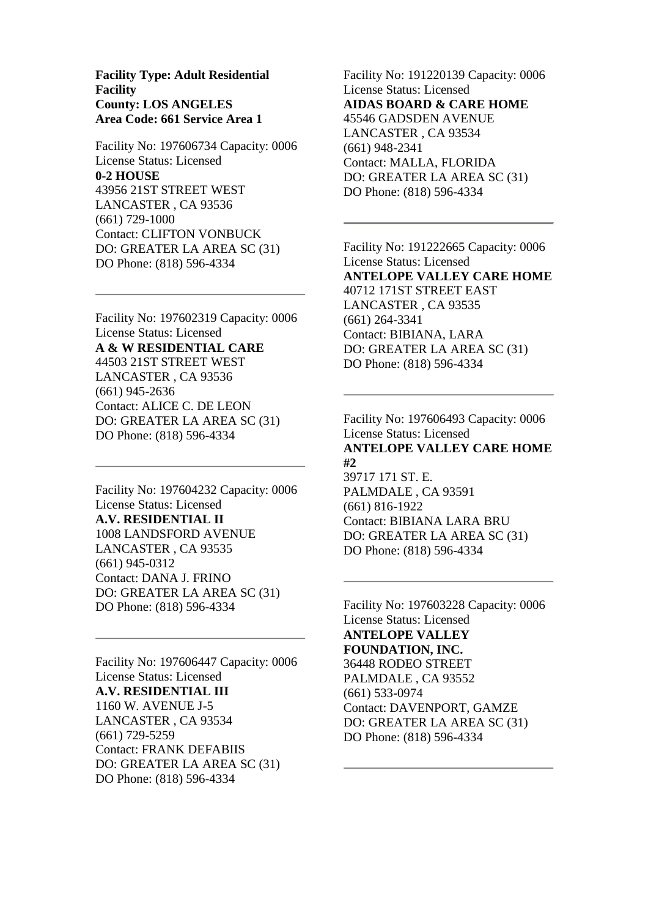**Facility Type: Adult Residential Facility**
**County: LOS ANGELES**
**Area Code: 661 Service Area 1**

Facility No: 197606734 Capacity: 0006
License Status: Licensed
**0-2 HOUSE**
43956 21ST STREET WEST
LANCASTER , CA 93536
(661) 729-1000
Contact: CLIFTON VONBUCK
DO: GREATER LA AREA SC (31)
DO Phone: (818) 596-4334

---

Facility No: 197602319 Capacity: 0006
License Status: Licensed
**A & W RESIDENTIAL CARE**
44503 21ST STREET WEST
LANCASTER , CA 93536
(661) 945-2636
Contact: ALICE C. DE LEON
DO: GREATER LA AREA SC (31)
DO Phone: (818) 596-4334

---

Facility No: 197604232 Capacity: 0006
License Status: Licensed
**A.V. RESIDENTIAL II**
1008 LANDSFORD AVENUE
LANCASTER , CA 93535
(661) 945-0312
Contact: DANA J. FRINO
DO: GREATER LA AREA SC (31)
DO Phone: (818) 596-4334

---

Facility No: 197606447 Capacity: 0006
License Status: Licensed
**A.V. RESIDENTIAL III**
1160 W. AVENUE J-5
LANCASTER , CA 93534
(661) 729-5259
Contact: FRANK DEFABIIS
DO: GREATER LA AREA SC (31)
DO Phone: (818) 596-4334

Facility No: 191220139 Capacity: 0006
License Status: Licensed
**AIDAS BOARD & CARE HOME**
45546 GADSDEN AVENUE
LANCASTER , CA 93534
(661) 948-2341
Contact: MALLA, FLORIDA
DO: GREATER LA AREA SC (31)
DO Phone: (818) 596-4334

---

Facility No: 191222665 Capacity: 0006
License Status: Licensed
**ANTELOPE VALLEY CARE HOME**
40712 171ST STREET EAST
LANCASTER , CA 93535
(661) 264-3341
Contact: BIBIANA, LARA
DO: GREATER LA AREA SC (31)
DO Phone: (818) 596-4334

---

Facility No: 197606493 Capacity: 0006
License Status: Licensed
**ANTELOPE VALLEY CARE HOME #2**
39717 171 ST. E.
PALMDALE , CA 93591
(661) 816-1922
Contact: BIBIANA LARA BRU
DO: GREATER LA AREA SC (31)
DO Phone: (818) 596-4334

---

Facility No: 197603228 Capacity: 0006
License Status: Licensed
**ANTELOPE VALLEY FOUNDATION, INC.**
36448 RODEO STREET
PALMDALE , CA 93552
(661) 533-0974
Contact: DAVENPORT, GAMZE
DO: GREATER LA AREA SC (31)
DO Phone: (818) 596-4334

---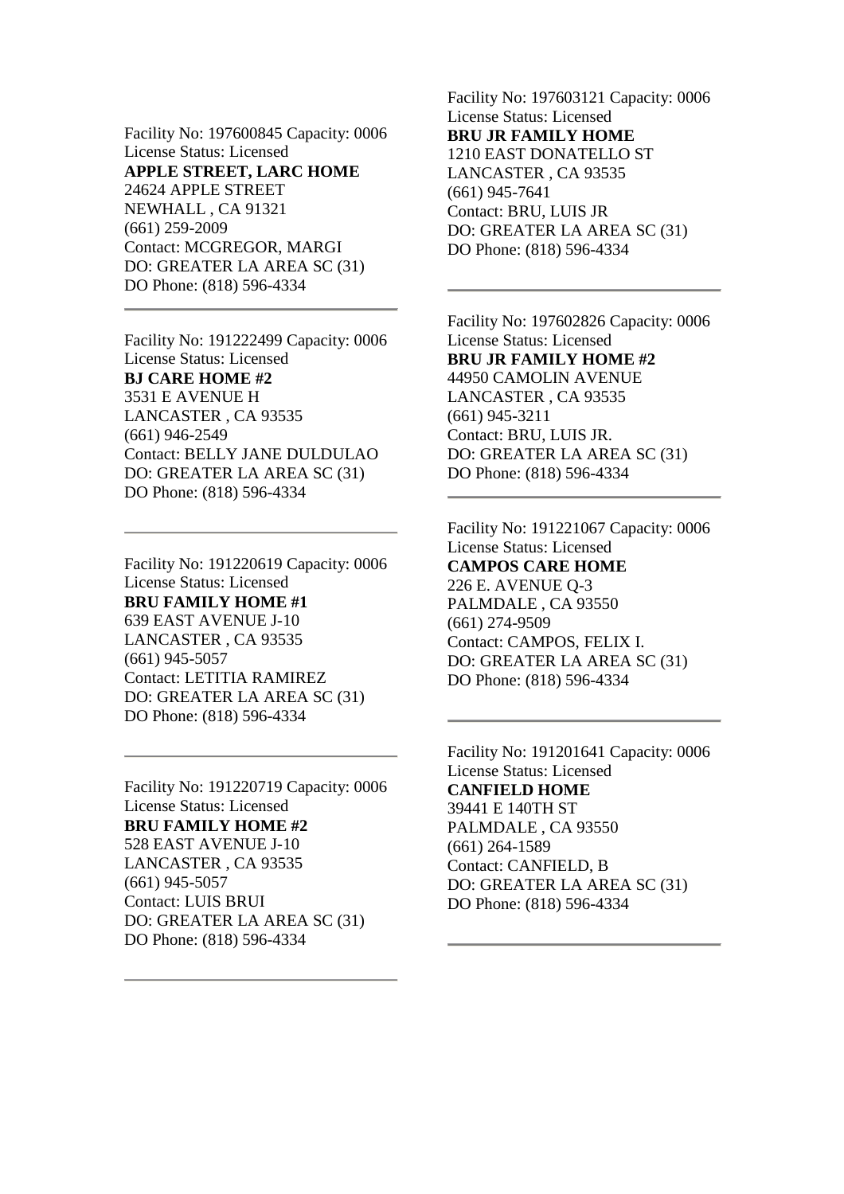Facility No: 197600845 Capacity: 0006
License Status: Licensed
**APPLE STREET, LARC HOME**
24624 APPLE STREET
NEWHALL , CA 91321
(661) 259-2009
Contact: MCGREGOR, MARGI
DO: GREATER LA AREA SC (31)
DO Phone: (818) 596-4334

---

Facility No: 191222499 Capacity: 0006
License Status: Licensed
**BJ CARE HOME #2**
3531 E AVENUE H
LANCASTER , CA 93535
(661) 946-2549
Contact: BELLY JANE DULDULAO
DO: GREATER LA AREA SC (31)
DO Phone: (818) 596-4334

---

Facility No: 191220619 Capacity: 0006
License Status: Licensed
**BRU FAMILY HOME #1**
639 EAST AVENUE J-10
LANCASTER , CA 93535
(661) 945-5057
Contact: LETITIA RAMIREZ
DO: GREATER LA AREA SC (31)
DO Phone: (818) 596-4334

---

Facility No: 191220719 Capacity: 0006
License Status: Licensed
**BRU FAMILY HOME #2**
528 EAST AVENUE J-10
LANCASTER , CA 93535
(661) 945-5057
Contact: LUIS BRUI
DO: GREATER LA AREA SC (31)
DO Phone: (818) 596-4334

---

Facility No: 197603121 Capacity: 0006
License Status: Licensed
**BRU JR FAMILY HOME**
1210 EAST DONATELLO ST
LANCASTER , CA 93535
(661) 945-7641
Contact: BRU, LUIS JR
DO: GREATER LA AREA SC (31)
DO Phone: (818) 596-4334

---

Facility No: 197602826 Capacity: 0006
License Status: Licensed
**BRU JR FAMILY HOME #2**
44950 CAMOLIN AVENUE
LANCASTER , CA 93535
(661) 945-3211
Contact: BRU, LUIS JR.
DO: GREATER LA AREA SC (31)
DO Phone: (818) 596-4334

---

Facility No: 191221067 Capacity: 0006
License Status: Licensed
**CAMPOS CARE HOME**
226 E. AVENUE Q-3
PALMDALE , CA 93550
(661) 274-9509
Contact: CAMPOS, FELIX I.
DO: GREATER LA AREA SC (31)
DO Phone: (818) 596-4334

---

Facility No: 191201641 Capacity: 0006
License Status: Licensed
**CANFIELD HOME**
39441 E 140TH ST
PALMDALE , CA 93550
(661) 264-1589
Contact: CANFIELD, B
DO: GREATER LA AREA SC (31)
DO Phone: (818) 596-4334

---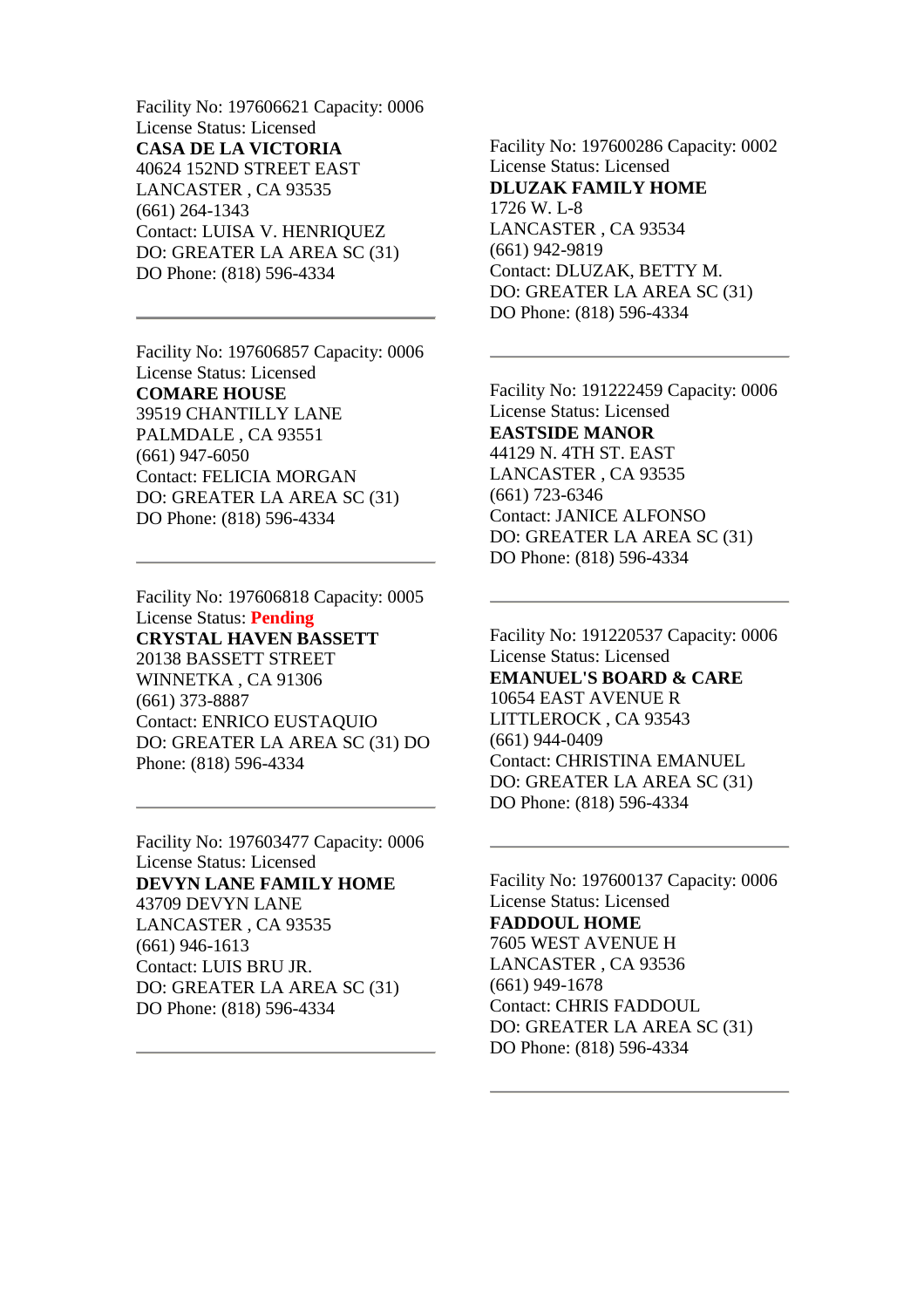Facility No: 197606621 Capacity: 0006
License Status: Licensed
**CASA DE LA VICTORIA**
40624 152ND STREET EAST
LANCASTER , CA 93535
(661) 264-1343
Contact: LUISA V. HENRIQUEZ
DO: GREATER LA AREA SC (31)
DO Phone: (818) 596-4334

---

Facility No: 197606857 Capacity: 0006
License Status: Licensed
**COMARE HOUSE**
39519 CHANTILLY LANE
PALMDALE , CA 93551
(661) 947-6050
Contact: FELICIA MORGAN
DO: GREATER LA AREA SC (31)
DO Phone: (818) 596-4334

---

Facility No: 197606818 Capacity: 0005
License Status: **Pending**
**CRYSTAL HAVEN BASSETT**
20138 BASSETT STREET
WINNETKA , CA 91306
(661) 373-8887
Contact: ENRICO EUSTAQUIO
DO: GREATER LA AREA SC (31) DO Phone: (818) 596-4334

---

Facility No: 197603477 Capacity: 0006
License Status: Licensed
**DEVYN LANE FAMILY HOME**
43709 DEVYN LANE
LANCASTER , CA 93535
(661) 946-1613
Contact: LUIS BRU JR.
DO: GREATER LA AREA SC (31)
DO Phone: (818) 596-4334

---

Facility No: 197600286 Capacity: 0002
License Status: Licensed
**DLUZAK FAMILY HOME**
1726 W. L-8
LANCASTER , CA 93534
(661) 942-9819
Contact: DLUZAK, BETTY M.
DO: GREATER LA AREA SC (31)
DO Phone: (818) 596-4334

---

Facility No: 191222459 Capacity: 0006
License Status: Licensed
**EASTSIDE MANOR**
44129 N. 4TH ST. EAST
LANCASTER , CA 93535
(661) 723-6346
Contact: JANICE ALFONSO
DO: GREATER LA AREA SC (31)
DO Phone: (818) 596-4334

---

Facility No: 191220537 Capacity: 0006
License Status: Licensed
**EMANUEL'S BOARD & CARE**
10654 EAST AVENUE R
LITTLEROCK , CA 93543
(661) 944-0409
Contact: CHRISTINA EMANUEL
DO: GREATER LA AREA SC (31)
DO Phone: (818) 596-4334

---

Facility No: 197600137 Capacity: 0006
License Status: Licensed
**FADDOUL HOME**
7605 WEST AVENUE H
LANCASTER , CA 93536
(661) 949-1678
Contact: CHRIS FADDOUL
DO: GREATER LA AREA SC (31)
DO Phone: (818) 596-4334

---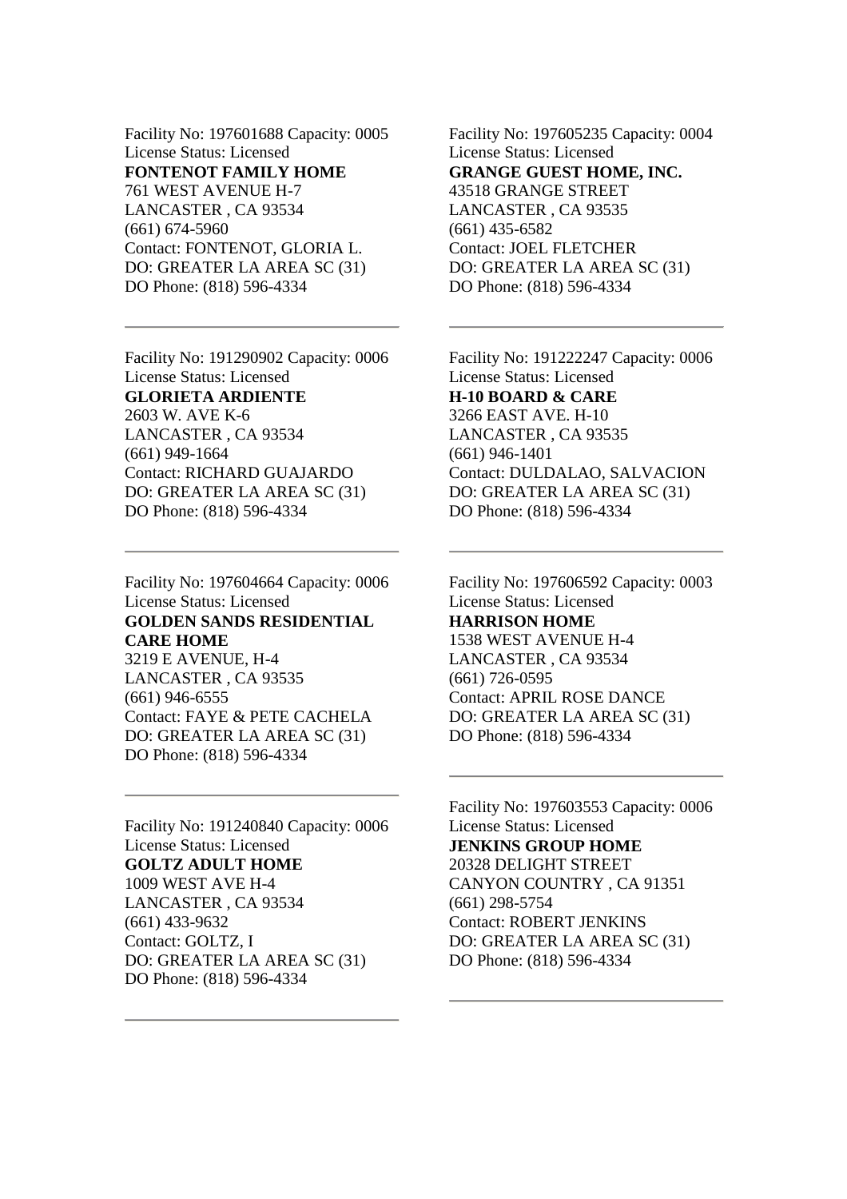Facility No: 197601688 Capacity: 0005
License Status: Licensed
**FONTENOT FAMILY HOME**
761 WEST AVENUE H-7
LANCASTER , CA 93534
(661) 674-5960
Contact: FONTENOT, GLORIA L.
DO: GREATER LA AREA SC (31)
DO Phone: (818) 596-4334

---

Facility No: 191290902 Capacity: 0006
License Status: Licensed
**GLORIETA ARDIENTE**
2603 W. AVE K-6
LANCASTER , CA 93534
(661) 949-1664
Contact: RICHARD GUAJARDO
DO: GREATER LA AREA SC (31)
DO Phone: (818) 596-4334

---

Facility No: 197604664 Capacity: 0006
License Status: Licensed
**GOLDEN SANDS RESIDENTIAL CARE HOME**
3219 E AVENUE, H-4
LANCASTER , CA 93535
(661) 946-6555
Contact: FAYE & PETE CACHELA
DO: GREATER LA AREA SC (31)
DO Phone: (818) 596-4334

---

Facility No: 191240840 Capacity: 0006
License Status: Licensed
**GOLTZ ADULT HOME**
1009 WEST AVE H-4
LANCASTER , CA 93534
(661) 433-9632
Contact: GOLTZ, I
DO: GREATER LA AREA SC (31)
DO Phone: (818) 596-4334

---

Facility No: 197605235 Capacity: 0004
License Status: Licensed
**GRANGE GUEST HOME, INC.**
43518 GRANGE STREET
LANCASTER , CA 93535
(661) 435-6582
Contact: JOEL FLETCHER
DO: GREATER LA AREA SC (31)
DO Phone: (818) 596-4334

---

Facility No: 191222247 Capacity: 0006
License Status: Licensed
**H-10 BOARD & CARE**
3266 EAST AVE. H-10
LANCASTER , CA 93535
(661) 946-1401
Contact: DULDALAO, SALVACION
DO: GREATER LA AREA SC (31)
DO Phone: (818) 596-4334

---

Facility No: 197606592 Capacity: 0003
License Status: Licensed
**HARRISON HOME**
1538 WEST AVENUE H-4
LANCASTER , CA 93534
(661) 726-0595
Contact: APRIL ROSE DANCE
DO: GREATER LA AREA SC (31)
DO Phone: (818) 596-4334

---

Facility No: 197603553 Capacity: 0006
License Status: Licensed
**JENKINS GROUP HOME**
20328 DELIGHT STREET
CANYON COUNTRY , CA 91351
(661) 298-5754
Contact: ROBERT JENKINS
DO: GREATER LA AREA SC (31)
DO Phone: (818) 596-4334

---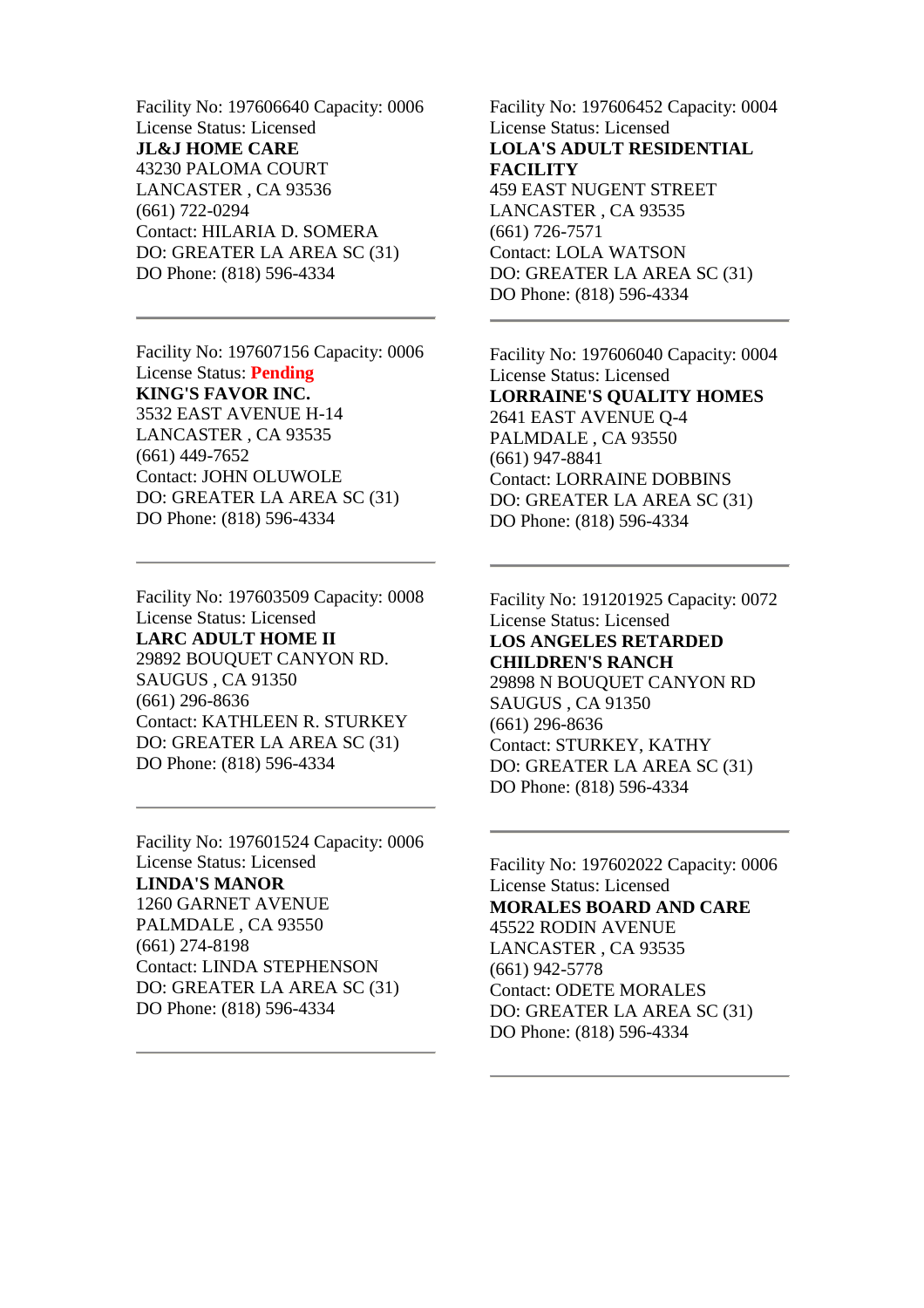Facility No: 197606640 Capacity: 0006
License Status: Licensed
**JL&J HOME CARE**
43230 PALOMA COURT
LANCASTER , CA 93536
(661) 722-0294
Contact: HILARIA D. SOMERA
DO: GREATER LA AREA SC (31)
DO Phone: (818) 596-4334

---

Facility No: 197607156 Capacity: 0006
License Status: **Pending**
**KING'S FAVOR INC.**
3532 EAST AVENUE H-14
LANCASTER , CA 93535
(661) 449-7652
Contact: JOHN OLUWOLE
DO: GREATER LA AREA SC (31)
DO Phone: (818) 596-4334

---

Facility No: 197603509 Capacity: 0008
License Status: Licensed
**LARC ADULT HOME II**
29892 BOUQUET CANYON RD.
SAUGUS , CA 91350
(661) 296-8636
Contact: KATHLEEN R. STURKEY
DO: GREATER LA AREA SC (31)
DO Phone: (818) 596-4334

---

Facility No: 197601524 Capacity: 0006
License Status: Licensed
**LINDA'S MANOR**
1260 GARNET AVENUE
PALMDALE , CA 93550
(661) 274-8198
Contact: LINDA STEPHENSON
DO: GREATER LA AREA SC (31)
DO Phone: (818) 596-4334

---

Facility No: 197606452 Capacity: 0004
License Status: Licensed
**LOLA'S ADULT RESIDENTIAL FACILITY**
459 EAST NUGENT STREET
LANCASTER , CA 93535
(661) 726-7571
Contact: LOLA WATSON
DO: GREATER LA AREA SC (31)
DO Phone: (818) 596-4334

---

Facility No: 197606040 Capacity: 0004
License Status: Licensed
**LORRAINE'S QUALITY HOMES**
2641 EAST AVENUE Q-4
PALMDALE , CA 93550
(661) 947-8841
Contact: LORRAINE DOBBINS
DO: GREATER LA AREA SC (31)
DO Phone: (818) 596-4334

---

Facility No: 191201925 Capacity: 0072
License Status: Licensed
**LOS ANGELES RETARDED CHILDREN'S RANCH**
29898 N BOUQUET CANYON RD
SAUGUS , CA 91350
(661) 296-8636
Contact: STURKEY, KATHY
DO: GREATER LA AREA SC (31)
DO Phone: (818) 596-4334

---

Facility No: 197602022 Capacity: 0006
License Status: Licensed
**MORALES BOARD AND CARE**
45522 RODIN AVENUE
LANCASTER , CA 93535
(661) 942-5778
Contact: ODETE MORALES
DO: GREATER LA AREA SC (31)
DO Phone: (818) 596-4334

---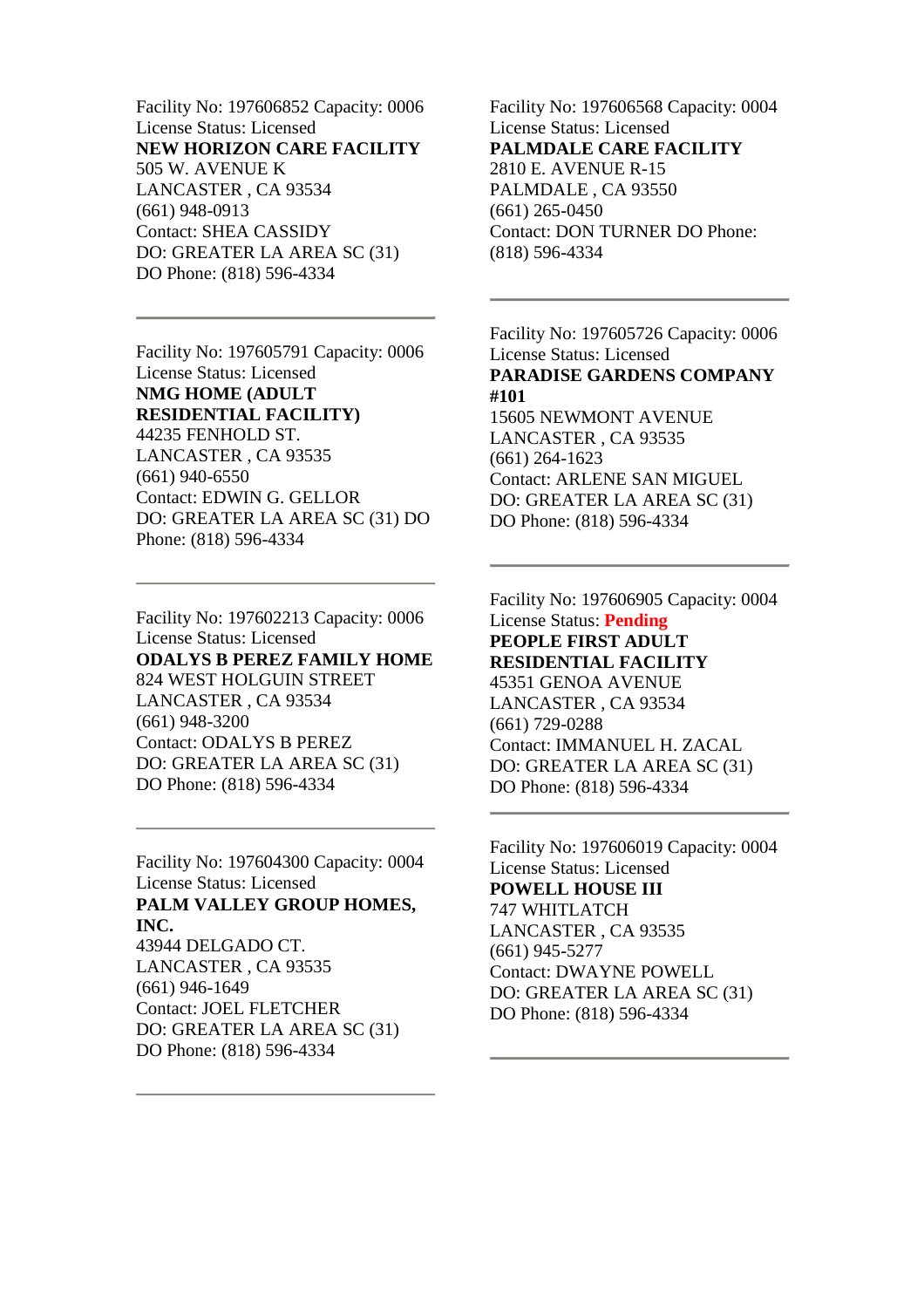Facility No: 197606852 Capacity: 0006
License Status: Licensed
**NEW HORIZON CARE FACILITY**
505 W. AVENUE K
LANCASTER , CA 93534
(661) 948-0913
Contact: SHEA CASSIDY
DO: GREATER LA AREA SC (31)
DO Phone: (818) 596-4334

---

Facility No: 197605791 Capacity: 0006
License Status: Licensed
**NMG HOME (ADULT RESIDENTIAL FACILITY)**
44235 FENHOLD ST.
LANCASTER , CA 93535
(661) 940-6550
Contact: EDWIN G. GELLOR
DO: GREATER LA AREA SC (31) DO Phone: (818) 596-4334

---

Facility No: 197602213 Capacity: 0006
License Status: Licensed
**ODALYS B PEREZ FAMILY HOME**
824 WEST HOLGUIN STREET
LANCASTER , CA 93534
(661) 948-3200
Contact: ODALYS B PEREZ
DO: GREATER LA AREA SC (31)
DO Phone: (818) 596-4334

---

Facility No: 197604300 Capacity: 0004
License Status: Licensed
**PALM VALLEY GROUP HOMES, INC.**
43944 DELGADO CT.
LANCASTER , CA 93535
(661) 946-1649
Contact: JOEL FLETCHER
DO: GREATER LA AREA SC (31)
DO Phone: (818) 596-4334

---

Facility No: 197606568 Capacity: 0004
License Status: Licensed
**PALMDALE CARE FACILITY**
2810 E. AVENUE R-15
PALMDALE , CA 93550
(661) 265-0450
Contact: DON TURNER DO Phone: (818) 596-4334

---

Facility No: 197605726 Capacity: 0006
License Status: Licensed
**PARADISE GARDENS COMPANY #101**
15605 NEWMONT AVENUE
LANCASTER , CA 93535
(661) 264-1623
Contact: ARLENE SAN MIGUEL
DO: GREATER LA AREA SC (31)
DO Phone: (818) 596-4334

---

Facility No: 197606905 Capacity: 0004
License Status: **Pending**
**PEOPLE FIRST ADULT RESIDENTIAL FACILITY**
45351 GENOA AVENUE
LANCASTER , CA 93534
(661) 729-0288
Contact: IMMANUEL H. ZACAL
DO: GREATER LA AREA SC (31)
DO Phone: (818) 596-4334

---

Facility No: 197606019 Capacity: 0004
License Status: Licensed
**POWELL HOUSE III**
747 WHITLATCH
LANCASTER , CA 93535
(661) 945-5277
Contact: DWAYNE POWELL
DO: GREATER LA AREA SC (31)
DO Phone: (818) 596-4334

---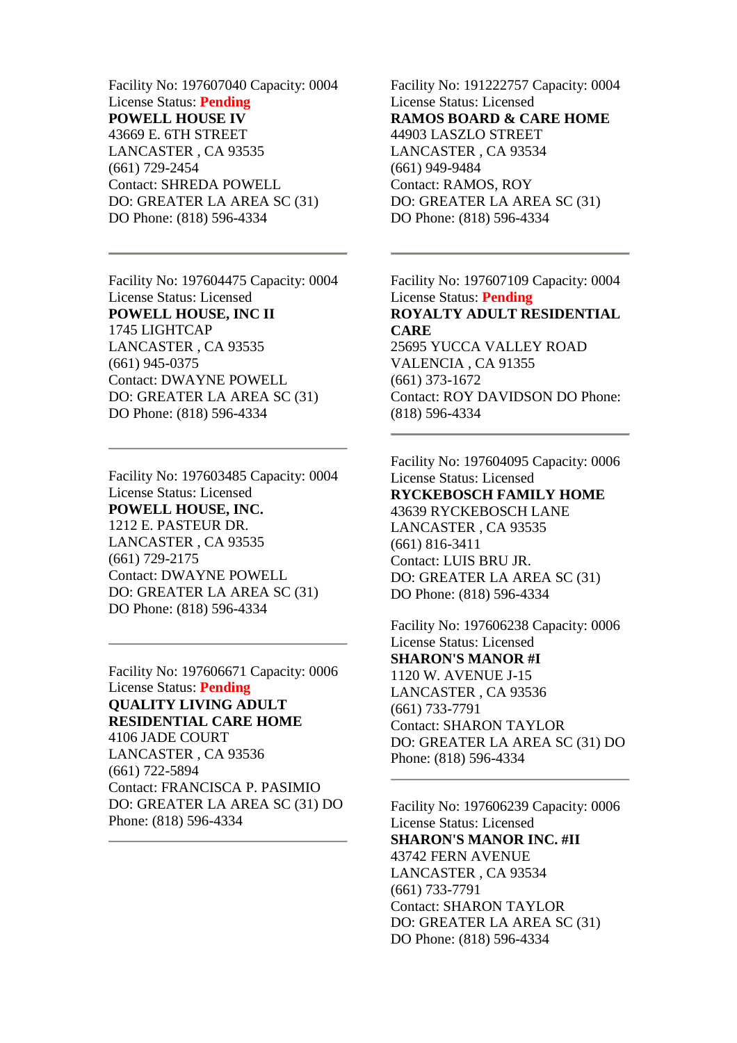Facility No: 197607040 Capacity: 0004
License Status: **Pending**
**POWELL HOUSE IV**
43669 E. 6TH STREET
LANCASTER , CA 93535
(661) 729-2454
Contact: SHREDA POWELL
DO: GREATER LA AREA SC (31)
DO Phone: (818) 596-4334

---

Facility No: 197604475 Capacity: 0004
License Status: Licensed
**POWELL HOUSE, INC II**
1745 LIGHTCAP
LANCASTER , CA 93535
(661) 945-0375
Contact: DWAYNE POWELL
DO: GREATER LA AREA SC (31)
DO Phone: (818) 596-4334

---

Facility No: 197603485 Capacity: 0004
License Status: Licensed
**POWELL HOUSE, INC.**
1212 E. PASTEUR DR.
LANCASTER , CA 93535
(661) 729-2175
Contact: DWAYNE POWELL
DO: GREATER LA AREA SC (31)
DO Phone: (818) 596-4334

---

Facility No: 197606671 Capacity: 0006
License Status: **Pending**
**QUALITY LIVING ADULT RESIDENTIAL CARE HOME**
4106 JADE COURT
LANCASTER , CA 93536
(661) 722-5894
Contact: FRANCISCA P. PASIMIO
DO: GREATER LA AREA SC (31) DO Phone: (818) 596-4334

---

Facility No: 191222757 Capacity: 0004
License Status: Licensed
**RAMOS BOARD & CARE HOME**
44903 LASZLO STREET
LANCASTER , CA 93534
(661) 949-9484
Contact: RAMOS, ROY
DO: GREATER LA AREA SC (31)
DO Phone: (818) 596-4334

---

Facility No: 197607109 Capacity: 0004
License Status: **Pending**
**ROYALTY ADULT RESIDENTIAL CARE**
25695 YUCCA VALLEY ROAD
VALENCIA , CA 91355
(661) 373-1672
Contact: ROY DAVIDSON DO Phone: (818) 596-4334

---

Facility No: 197604095 Capacity: 0006
License Status: Licensed
**RYCKEBOSCH FAMILY HOME**
43639 RYCKEBOSCH LANE
LANCASTER , CA 93535
(661) 816-3411
Contact: LUIS BRU JR.
DO: GREATER LA AREA SC (31)
DO Phone: (818) 596-4334

Facility No: 197606238 Capacity: 0006
License Status: Licensed
**SHARON'S MANOR #I**
1120 W. AVENUE J-15
LANCASTER , CA 93536
(661) 733-7791
Contact: SHARON TAYLOR
DO: GREATER LA AREA SC (31) DO Phone: (818) 596-4334

---

Facility No: 197606239 Capacity: 0006
License Status: Licensed
**SHARON'S MANOR INC. #II**
43742 FERN AVENUE
LANCASTER , CA 93534
(661) 733-7791
Contact: SHARON TAYLOR
DO: GREATER LA AREA SC (31)
DO Phone: (818) 596-4334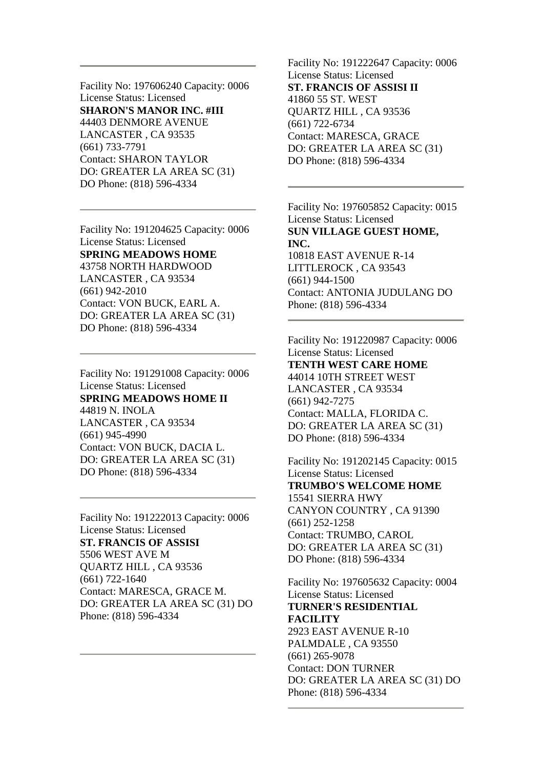---

Facility No: 197606240 Capacity: 0006
License Status: Licensed
**SHARON'S MANOR INC. #III**
44403 DENMORE AVENUE
LANCASTER , CA 93535
(661) 733-7791
Contact: SHARON TAYLOR
DO: GREATER LA AREA SC (31)
DO Phone: (818) 596-4334

---

Facility No: 191204625 Capacity: 0006
License Status: Licensed
**SPRING MEADOWS HOME**
43758 NORTH HARDWOOD
LANCASTER , CA 93534
(661) 942-2010
Contact: VON BUCK, EARL A.
DO: GREATER LA AREA SC (31)
DO Phone: (818) 596-4334

---

Facility No: 191291008 Capacity: 0006
License Status: Licensed
**SPRING MEADOWS HOME II**
44819 N. INOLA
LANCASTER , CA 93534
(661) 945-4990
Contact: VON BUCK, DACIA L.
DO: GREATER LA AREA SC (31)
DO Phone: (818) 596-4334

---

Facility No: 191222013 Capacity: 0006
License Status: Licensed
**ST. FRANCIS OF ASSISI**
5506 WEST AVE M
QUARTZ HILL , CA 93536
(661) 722-1640
Contact: MARESCA, GRACE M.
DO: GREATER LA AREA SC (31) DO Phone: (818) 596-4334

---

Facility No: 191222647 Capacity: 0006
License Status: Licensed
**ST. FRANCIS OF ASSISI II**
41860 55 ST. WEST
QUARTZ HILL , CA 93536
(661) 722-6734
Contact: MARESCA, GRACE
DO: GREATER LA AREA SC (31)
DO Phone: (818) 596-4334

---

Facility No: 197605852 Capacity: 0015
License Status: Licensed
**SUN VILLAGE GUEST HOME, INC.**
10818 EAST AVENUE R-14
LITTLEROCK , CA 93543
(661) 944-1500
Contact: ANTONIA JUDULANG DO Phone: (818) 596-4334

---

Facility No: 191220987 Capacity: 0006
License Status: Licensed
**TENTH WEST CARE HOME**
44014 10TH STREET WEST
LANCASTER , CA 93534
(661) 942-7275
Contact: MALLA, FLORIDA C.
DO: GREATER LA AREA SC (31)
DO Phone: (818) 596-4334

Facility No: 191202145 Capacity: 0015
License Status: Licensed
**TRUMBO'S WELCOME HOME**
15541 SIERRA HWY
CANYON COUNTRY , CA 91390
(661) 252-1258
Contact: TRUMBO, CAROL
DO: GREATER LA AREA SC (31)
DO Phone: (818) 596-4334

Facility No: 197605632 Capacity: 0004
License Status: Licensed
**TURNER'S RESIDENTIAL FACILITY**
2923 EAST AVENUE R-10
PALMDALE , CA 93550
(661) 265-9078
Contact: DON TURNER
DO: GREATER LA AREA SC (31) DO Phone: (818) 596-4334

---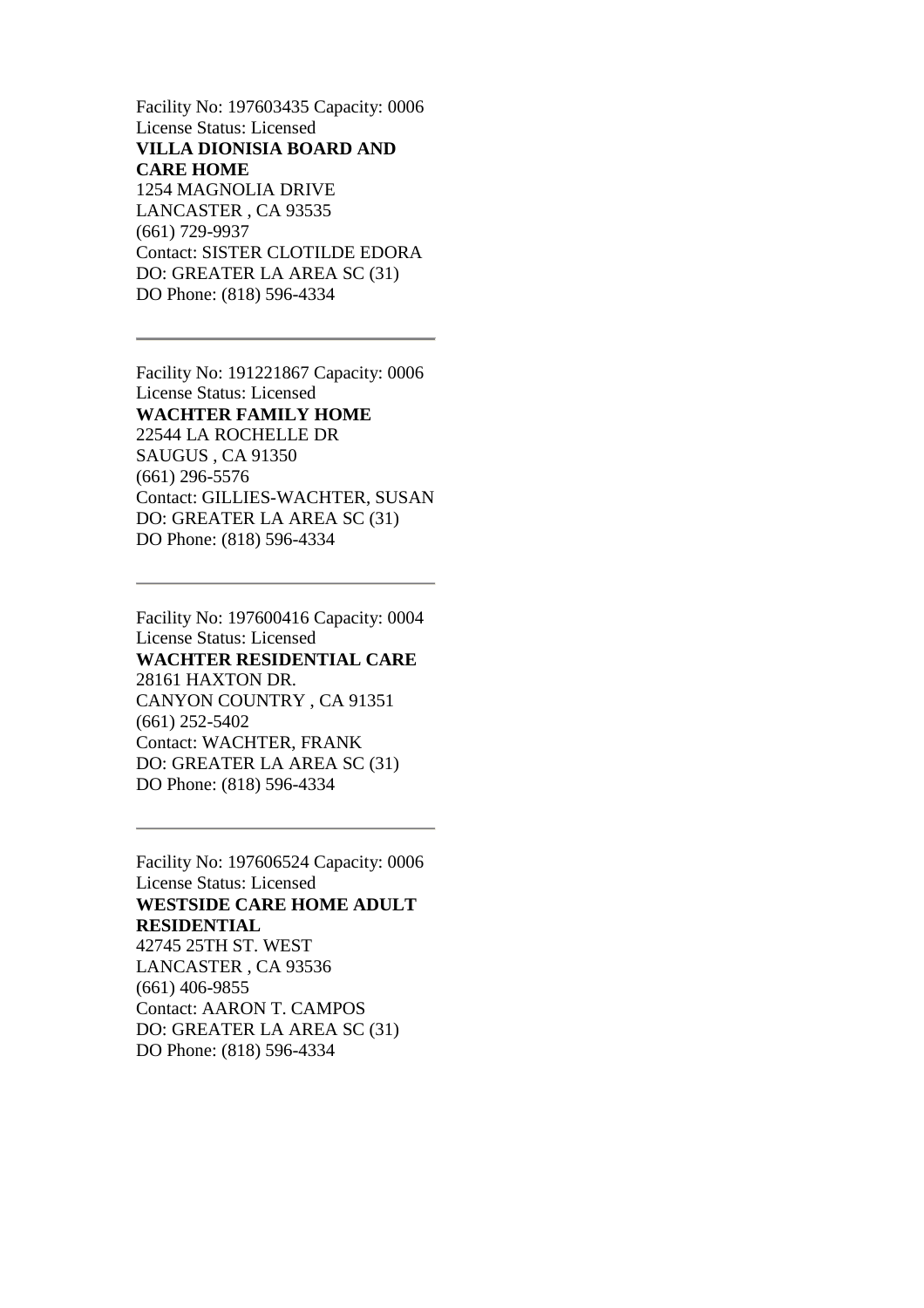Facility No: 197603435 Capacity: 0006
License Status: Licensed
**VILLA DIONISIA BOARD AND CARE HOME**
1254 MAGNOLIA DRIVE
LANCASTER , CA 93535
(661) 729-9937
Contact: SISTER CLOTILDE EDORA
DO: GREATER LA AREA SC (31)
DO Phone: (818) 596-4334

---

Facility No: 191221867 Capacity: 0006
License Status: Licensed
**WACHTER FAMILY HOME**
22544 LA ROCHELLE DR
SAUGUS , CA 91350
(661) 296-5576
Contact: GILLIES-WACHTER, SUSAN
DO: GREATER LA AREA SC (31)
DO Phone: (818) 596-4334

---

Facility No: 197600416 Capacity: 0004
License Status: Licensed
**WACHTER RESIDENTIAL CARE**
28161 HAXTON DR.
CANYON COUNTRY , CA 91351
(661) 252-5402
Contact: WACHTER, FRANK
DO: GREATER LA AREA SC (31)
DO Phone: (818) 596-4334

---

Facility No: 197606524 Capacity: 0006
License Status: Licensed
**WESTSIDE CARE HOME ADULT RESIDENTIAL**
42745 25TH ST. WEST
LANCASTER , CA 93536
(661) 406-9855
Contact: AARON T. CAMPOS
DO: GREATER LA AREA SC (31)
DO Phone: (818) 596-4334